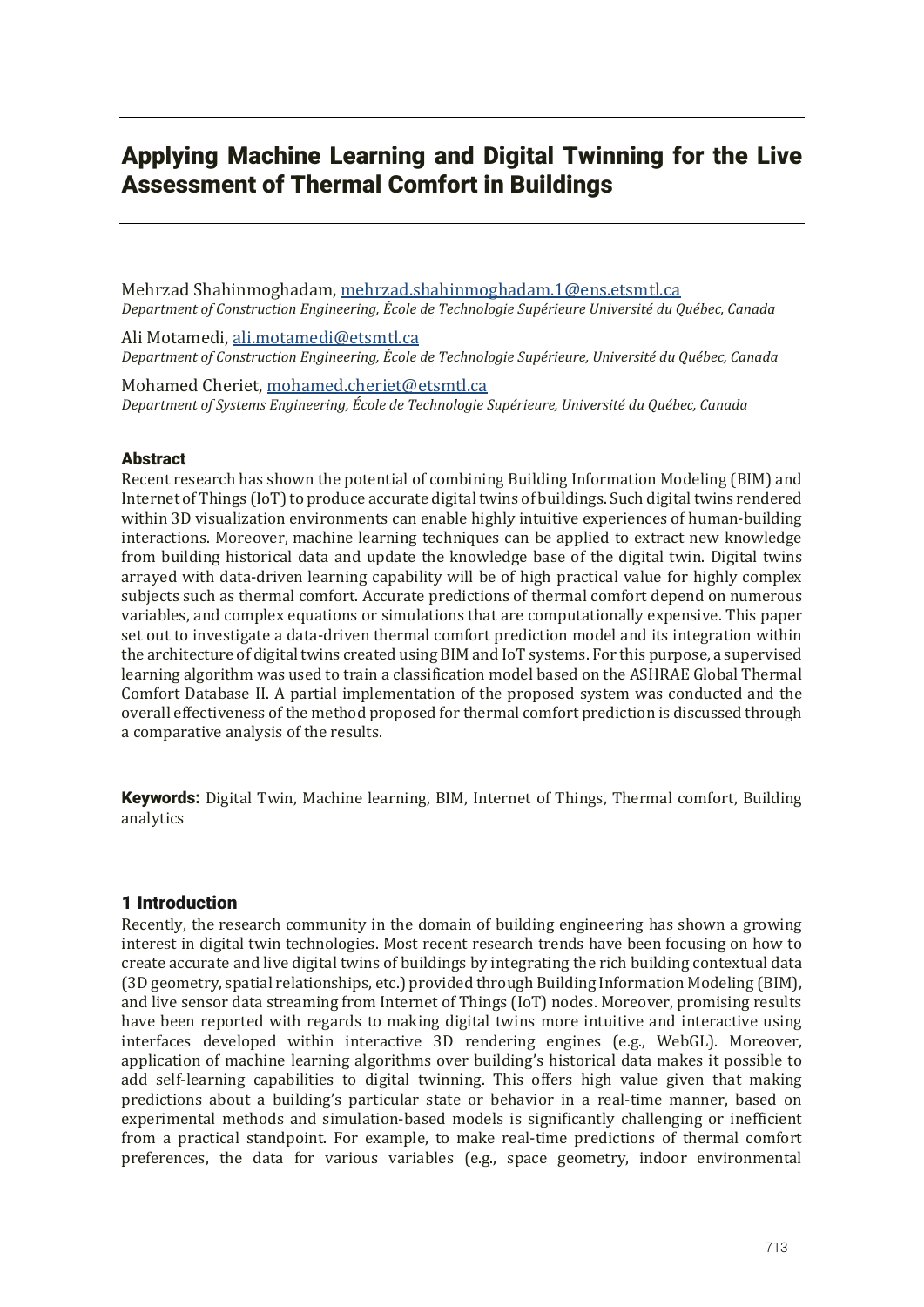# Applying Machine Learning and Digital Twinning for the Live Assessment of Thermal Comfort in Buildings

Mehrzad Shahinmoghadam, mehrzad.shahinmoghadam.1@ens.etsmtl.ca
*Department of Construction Engineering, École de Technologie Supérieure Université du Québec, Canada*

Ali Motamedi, ali.motamedi@etsmtl.ca
*Department of Construction Engineering, École de Technologie Supérieure, Université du Québec, Canada*

Mohamed Cheriet, mohamed.cheriet@etsmtl.ca
*Department of Systems Engineering, École de Technologie Supérieure, Université du Québec, Canada*

## Abstract

Recent research has shown the potential of combining Building Information Modeling (BIM) and Internet of Things (IoT) to produce accurate digital twins of buildings. Such digital twins rendered within 3D visualization environments can enable highly intuitive experiences of human-building interactions. Moreover, machine learning techniques can be applied to extract new knowledge from building historical data and update the knowledge base of the digital twin. Digital twins arrayed with data-driven learning capability will be of high practical value for highly complex subjects such as thermal comfort. Accurate predictions of thermal comfort depend on numerous variables, and complex equations or simulations that are computationally expensive. This paper set out to investigate a data-driven thermal comfort prediction model and its integration within the architecture of digital twins created using BIM and IoT systems. For this purpose, a supervised learning algorithm was used to train a classification model based on the ASHRAE Global Thermal Comfort Database II. A partial implementation of the proposed system was conducted and the overall effectiveness of the method proposed for thermal comfort prediction is discussed through a comparative analysis of the results.

**Keywords:** Digital Twin, Machine learning, BIM, Internet of Things, Thermal comfort, Building analytics

## 1 Introduction

Recently, the research community in the domain of building engineering has shown a growing interest in digital twin technologies. Most recent research trends have been focusing on how to create accurate and live digital twins of buildings by integrating the rich building contextual data (3D geometry, spatial relationships, etc.) provided through Building Information Modeling (BIM), and live sensor data streaming from Internet of Things (IoT) nodes. Moreover, promising results have been reported with regards to making digital twins more intuitive and interactive using interfaces developed within interactive 3D rendering engines (e.g., WebGL). Moreover, application of machine learning algorithms over building's historical data makes it possible to add self-learning capabilities to digital twinning. This offers high value given that making predictions about a building's particular state or behavior in a real-time manner, based on experimental methods and simulation-based models is significantly challenging or inefficient from a practical standpoint. For example, to make real-time predictions of thermal comfort preferences, the data for various variables (e.g., space geometry, indoor environmental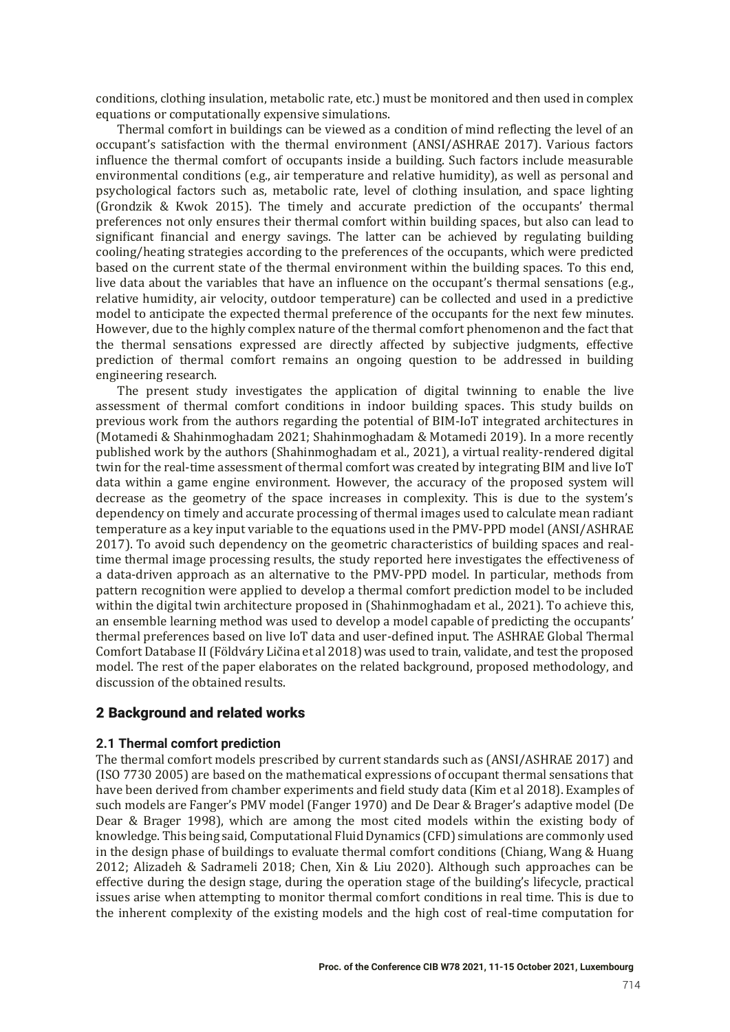conditions, clothing insulation, metabolic rate, etc.) must be monitored and then used in complex equations or computationally expensive simulations.

Thermal comfort in buildings can be viewed as a condition of mind reflecting the level of an occupant's satisfaction with the thermal environment (ANSI/ASHRAE 2017). Various factors influence the thermal comfort of occupants inside a building. Such factors include measurable environmental conditions (e.g., air temperature and relative humidity), as well as personal and psychological factors such as, metabolic rate, level of clothing insulation, and space lighting (Grondzik & Kwok 2015). The timely and accurate prediction of the occupants' thermal preferences not only ensures their thermal comfort within building spaces, but also can lead to significant financial and energy savings. The latter can be achieved by regulating building cooling/heating strategies according to the preferences of the occupants, which were predicted based on the current state of the thermal environment within the building spaces. To this end, live data about the variables that have an influence on the occupant's thermal sensations (e.g., relative humidity, air velocity, outdoor temperature) can be collected and used in a predictive model to anticipate the expected thermal preference of the occupants for the next few minutes. However, due to the highly complex nature of the thermal comfort phenomenon and the fact that the thermal sensations expressed are directly affected by subjective judgments, effective prediction of thermal comfort remains an ongoing question to be addressed in building engineering research.

The present study investigates the application of digital twinning to enable the live assessment of thermal comfort conditions in indoor building spaces. This study builds on previous work from the authors regarding the potential of BIM-IoT integrated architectures in (Motamedi & Shahinmoghadam 2021; Shahinmoghadam & Motamedi 2019). In a more recently published work by the authors (Shahinmoghadam et al., 2021), a virtual reality-rendered digital twin for the real-time assessment of thermal comfort was created by integrating BIM and live IoT data within a game engine environment. However, the accuracy of the proposed system will decrease as the geometry of the space increases in complexity. This is due to the system's dependency on timely and accurate processing of thermal images used to calculate mean radiant temperature as a key input variable to the equations used in the PMV-PPD model (ANSI/ASHRAE 2017). To avoid such dependency on the geometric characteristics of building spaces and real-time thermal image processing results, the study reported here investigates the effectiveness of a data-driven approach as an alternative to the PMV-PPD model. In particular, methods from pattern recognition were applied to develop a thermal comfort prediction model to be included within the digital twin architecture proposed in (Shahinmoghadam et al., 2021). To achieve this, an ensemble learning method was used to develop a model capable of predicting the occupants' thermal preferences based on live IoT data and user-defined input. The ASHRAE Global Thermal Comfort Database II (Földváry Ličina et al 2018) was used to train, validate, and test the proposed model. The rest of the paper elaborates on the related background, proposed methodology, and discussion of the obtained results.

## 2 Background and related works

### 2.1 Thermal comfort prediction

The thermal comfort models prescribed by current standards such as (ANSI/ASHRAE 2017) and (ISO 7730 2005) are based on the mathematical expressions of occupant thermal sensations that have been derived from chamber experiments and field study data (Kim et al 2018). Examples of such models are Fanger's PMV model (Fanger 1970) and De Dear & Brager's adaptive model (De Dear & Brager 1998), which are among the most cited models within the existing body of knowledge. This being said, Computational Fluid Dynamics (CFD) simulations are commonly used in the design phase of buildings to evaluate thermal comfort conditions (Chiang, Wang & Huang 2012; Alizadeh & Sadrameli 2018; Chen, Xin & Liu 2020). Although such approaches can be effective during the design stage, during the operation stage of the building's lifecycle, practical issues arise when attempting to monitor thermal comfort conditions in real time. This is due to the inherent complexity of the existing models and the high cost of real-time computation for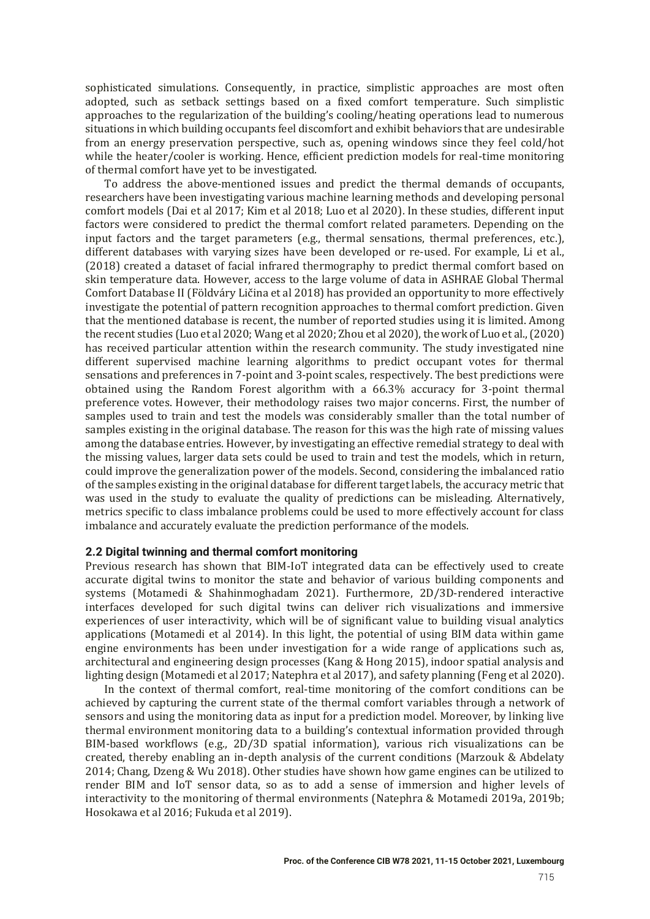sophisticated simulations. Consequently, in practice, simplistic approaches are most often adopted, such as setback settings based on a fixed comfort temperature. Such simplistic approaches to the regularization of the building's cooling/heating operations lead to numerous situations in which building occupants feel discomfort and exhibit behaviors that are undesirable from an energy preservation perspective, such as, opening windows since they feel cold/hot while the heater/cooler is working. Hence, efficient prediction models for real-time monitoring of thermal comfort have yet to be investigated.

To address the above-mentioned issues and predict the thermal demands of occupants, researchers have been investigating various machine learning methods and developing personal comfort models (Dai et al 2017; Kim et al 2018; Luo et al 2020). In these studies, different input factors were considered to predict the thermal comfort related parameters. Depending on the input factors and the target parameters (e.g., thermal sensations, thermal preferences, etc.), different databases with varying sizes have been developed or re-used. For example, Li et al., (2018) created a dataset of facial infrared thermography to predict thermal comfort based on skin temperature data. However, access to the large volume of data in ASHRAE Global Thermal Comfort Database II (Földváry Ličina et al 2018) has provided an opportunity to more effectively investigate the potential of pattern recognition approaches to thermal comfort prediction. Given that the mentioned database is recent, the number of reported studies using it is limited. Among the recent studies (Luo et al 2020; Wang et al 2020; Zhou et al 2020), the work of Luo et al., (2020) has received particular attention within the research community. The study investigated nine different supervised machine learning algorithms to predict occupant votes for thermal sensations and preferences in 7-point and 3-point scales, respectively. The best predictions were obtained using the Random Forest algorithm with a 66.3% accuracy for 3-point thermal preference votes. However, their methodology raises two major concerns. First, the number of samples used to train and test the models was considerably smaller than the total number of samples existing in the original database. The reason for this was the high rate of missing values among the database entries. However, by investigating an effective remedial strategy to deal with the missing values, larger data sets could be used to train and test the models, which in return, could improve the generalization power of the models. Second, considering the imbalanced ratio of the samples existing in the original database for different target labels, the accuracy metric that was used in the study to evaluate the quality of predictions can be misleading. Alternatively, metrics specific to class imbalance problems could be used to more effectively account for class imbalance and accurately evaluate the prediction performance of the models.

### 2.2 Digital twinning and thermal comfort monitoring

Previous research has shown that BIM-IoT integrated data can be effectively used to create accurate digital twins to monitor the state and behavior of various building components and systems (Motamedi & Shahinmoghadam 2021). Furthermore, 2D/3D-rendered interactive interfaces developed for such digital twins can deliver rich visualizations and immersive experiences of user interactivity, which will be of significant value to building visual analytics applications (Motamedi et al 2014). In this light, the potential of using BIM data within game engine environments has been under investigation for a wide range of applications such as, architectural and engineering design processes (Kang & Hong 2015), indoor spatial analysis and lighting design (Motamedi et al 2017; Natephra et al 2017), and safety planning (Feng et al 2020).

In the context of thermal comfort, real-time monitoring of the comfort conditions can be achieved by capturing the current state of the thermal comfort variables through a network of sensors and using the monitoring data as input for a prediction model. Moreover, by linking live thermal environment monitoring data to a building's contextual information provided through BIM-based workflows (e.g., 2D/3D spatial information), various rich visualizations can be created, thereby enabling an in-depth analysis of the current conditions (Marzouk & Abdelaty 2014; Chang, Dzeng & Wu 2018). Other studies have shown how game engines can be utilized to render BIM and IoT sensor data, so as to add a sense of immersion and higher levels of interactivity to the monitoring of thermal environments (Natephra & Motamedi 2019a, 2019b; Hosokawa et al 2016; Fukuda et al 2019).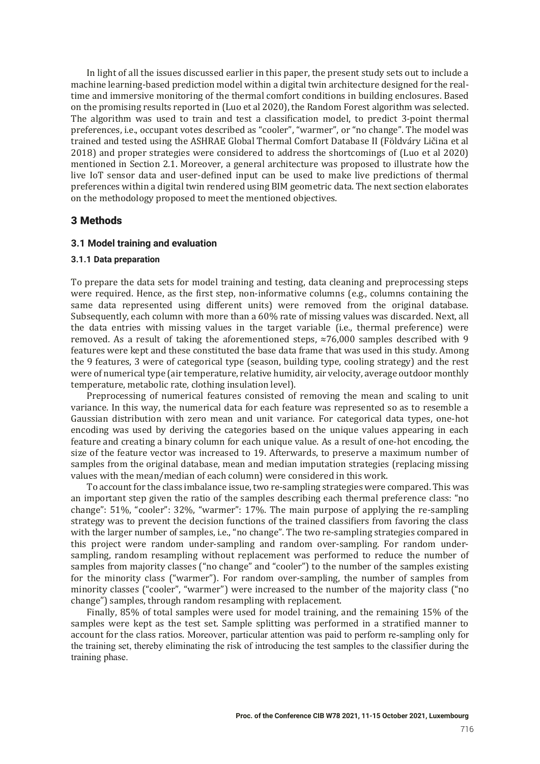In light of all the issues discussed earlier in this paper, the present study sets out to include a machine learning-based prediction model within a digital twin architecture designed for the real-time and immersive monitoring of the thermal comfort conditions in building enclosures. Based on the promising results reported in (Luo et al 2020), the Random Forest algorithm was selected. The algorithm was used to train and test a classification model, to predict 3-point thermal preferences, i.e., occupant votes described as "cooler", "warmer", or "no change". The model was trained and tested using the ASHRAE Global Thermal Comfort Database II (Földváry Ličina et al 2018) and proper strategies were considered to address the shortcomings of (Luo et al 2020) mentioned in Section 2.1. Moreover, a general architecture was proposed to illustrate how the live IoT sensor data and user-defined input can be used to make live predictions of thermal preferences within a digital twin rendered using BIM geometric data. The next section elaborates on the methodology proposed to meet the mentioned objectives.

## 3 Methods

### 3.1 Model training and evaluation

#### 3.1.1 Data preparation

To prepare the data sets for model training and testing, data cleaning and preprocessing steps were required. Hence, as the first step, non-informative columns (e.g., columns containing the same data represented using different units) were removed from the original database. Subsequently, each column with more than a 60% rate of missing values was discarded. Next, all the data entries with missing values in the target variable (i.e., thermal preference) were removed. As a result of taking the aforementioned steps, ≈76,000 samples described with 9 features were kept and these constituted the base data frame that was used in this study. Among the 9 features, 3 were of categorical type (season, building type, cooling strategy) and the rest were of numerical type (air temperature, relative humidity, air velocity, average outdoor monthly temperature, metabolic rate, clothing insulation level).

Preprocessing of numerical features consisted of removing the mean and scaling to unit variance. In this way, the numerical data for each feature was represented so as to resemble a Gaussian distribution with zero mean and unit variance. For categorical data types, one-hot encoding was used by deriving the categories based on the unique values appearing in each feature and creating a binary column for each unique value. As a result of one-hot encoding, the size of the feature vector was increased to 19. Afterwards, to preserve a maximum number of samples from the original database, mean and median imputation strategies (replacing missing values with the mean/median of each column) were considered in this work.

To account for the class imbalance issue, two re-sampling strategies were compared. This was an important step given the ratio of the samples describing each thermal preference class: "no change": 51%, "cooler": 32%, "warmer": 17%. The main purpose of applying the re-sampling strategy was to prevent the decision functions of the trained classifiers from favoring the class with the larger number of samples, i.e., "no change". The two re-sampling strategies compared in this project were random under-sampling and random over-sampling. For random under-sampling, random resampling without replacement was performed to reduce the number of samples from majority classes ("no change" and "cooler") to the number of the samples existing for the minority class ("warmer"). For random over-sampling, the number of samples from minority classes ("cooler", "warmer") were increased to the number of the majority class ("no change") samples, through random resampling with replacement.

Finally, 85% of total samples were used for model training, and the remaining 15% of the samples were kept as the test set. Sample splitting was performed in a stratified manner to account for the class ratios. Moreover, particular attention was paid to perform re-sampling only for the training set, thereby eliminating the risk of introducing the test samples to the classifier during the training phase.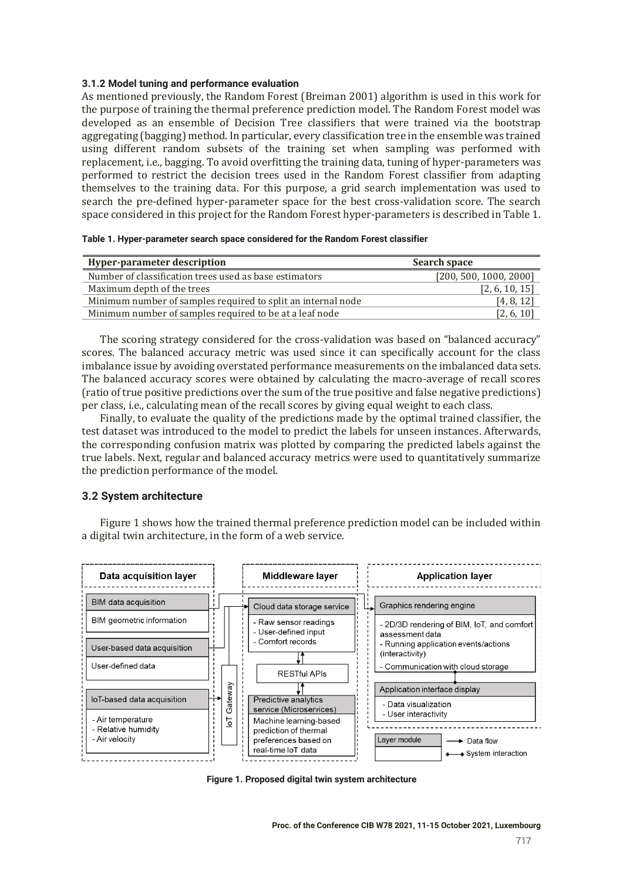### 3.1.2 Model tuning and performance evaluation

As mentioned previously, the Random Forest (Breiman 2001) algorithm is used in this work for the purpose of training the thermal preference prediction model. The Random Forest model was developed as an ensemble of Decision Tree classifiers that were trained via the bootstrap aggregating (bagging) method. In particular, every classification tree in the ensemble was trained using different random subsets of the training set when sampling was performed with replacement, i.e., bagging. To avoid overfitting the training data, tuning of hyper-parameters was performed to restrict the decision trees used in the Random Forest classifier from adapting themselves to the training data. For this purpose, a grid search implementation was used to search the pre-defined hyper-parameter space for the best cross-validation score. The search space considered in this project for the Random Forest hyper-parameters is described in Table 1.

**Table 1. Hyper-parameter search space considered for the Random Forest classifier**

| Hyper-parameter description | Search space |
|---|---|
| Number of classification trees used as base estimators | [200, 500, 1000, 2000] |
| Maximum depth of the trees | [2, 6, 10, 15] |
| Minimum number of samples required to split an internal node | [4, 8, 12] |
| Minimum number of samples required to be at a leaf node | [2, 6, 10] |

The scoring strategy considered for the cross-validation was based on "balanced accuracy" scores. The balanced accuracy metric was used since it can specifically account for the class imbalance issue by avoiding overstated performance measurements on the imbalanced data sets. The balanced accuracy scores were obtained by calculating the macro-average of recall scores (ratio of true positive predictions over the sum of the true positive and false negative predictions) per class, i.e., calculating mean of the recall scores by giving equal weight to each class.

Finally, to evaluate the quality of the predictions made by the optimal trained classifier, the test dataset was introduced to the model to predict the labels for unseen instances. Afterwards, the corresponding confusion matrix was plotted by comparing the predicted labels against the true labels. Next, regular and balanced accuracy metrics were used to quantitatively summarize the prediction performance of the model.

### 3.2 System architecture

Figure 1 shows how the trained thermal preference prediction model can be included within a digital twin architecture, in the form of a web service.

**Figure 1. Proposed digital twin system architecture**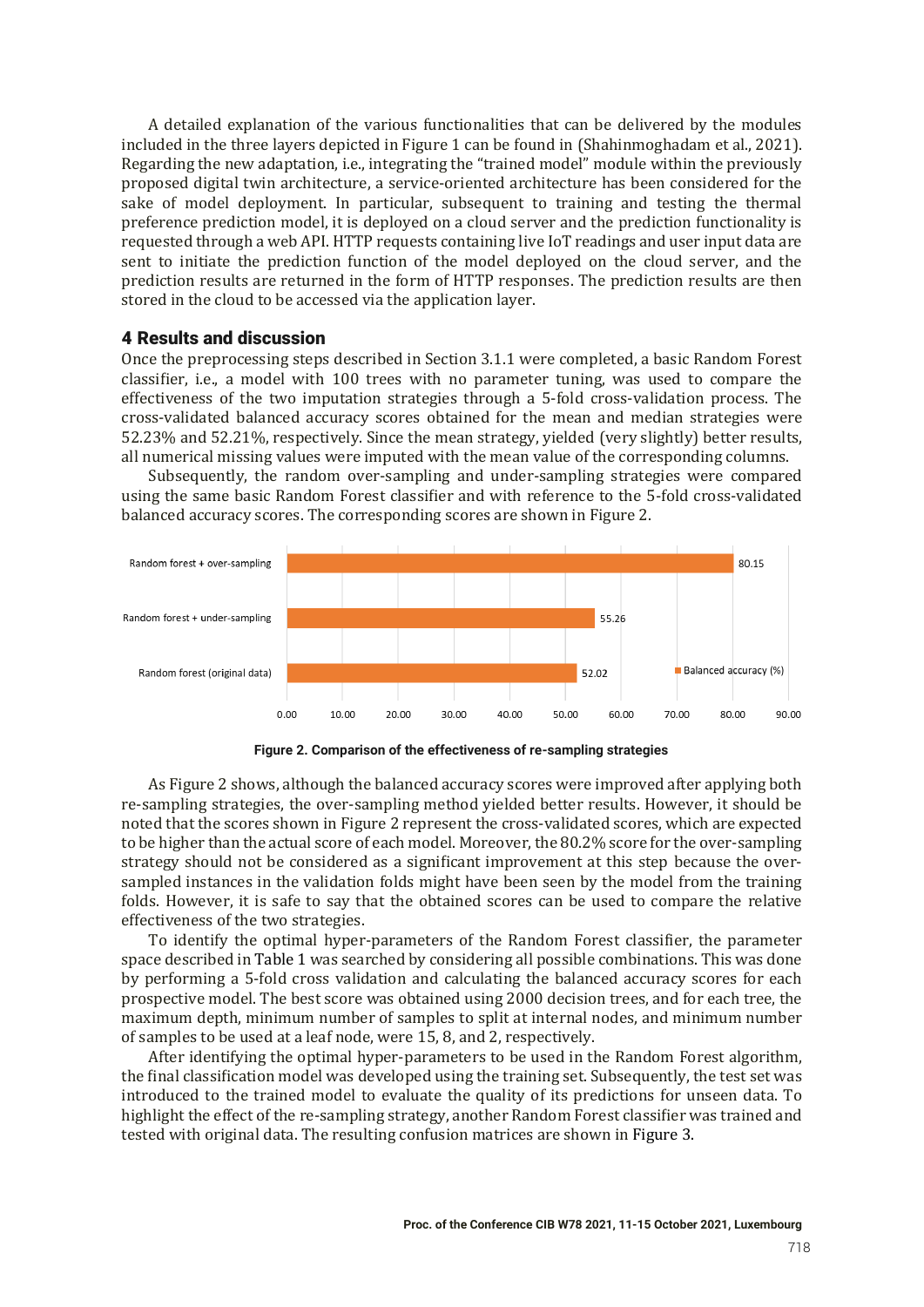A detailed explanation of the various functionalities that can be delivered by the modules included in the three layers depicted in Figure 1 can be found in (Shahinmoghadam et al., 2021). Regarding the new adaptation, i.e., integrating the "trained model" module within the previously proposed digital twin architecture, a service-oriented architecture has been considered for the sake of model deployment. In particular, subsequent to training and testing the thermal preference prediction model, it is deployed on a cloud server and the prediction functionality is requested through a web API. HTTP requests containing live IoT readings and user input data are sent to initiate the prediction function of the model deployed on the cloud server, and the prediction results are returned in the form of HTTP responses. The prediction results are then stored in the cloud to be accessed via the application layer.

## 4 Results and discussion

Once the preprocessing steps described in Section 3.1.1 were completed, a basic Random Forest classifier, i.e., a model with 100 trees with no parameter tuning, was used to compare the effectiveness of the two imputation strategies through a 5-fold cross-validation process. The cross-validated balanced accuracy scores obtained for the mean and median strategies were 52.23% and 52.21%, respectively. Since the mean strategy, yielded (very slightly) better results, all numerical missing values were imputed with the mean value of the corresponding columns.

Subsequently, the random over-sampling and under-sampling strategies were compared using the same basic Random Forest classifier and with reference to the 5-fold cross-validated balanced accuracy scores. The corresponding scores are shown in Figure 2.

**Figure 2. Comparison of the effectiveness of re-sampling strategies**

As Figure 2 shows, although the balanced accuracy scores were improved after applying both re-sampling strategies, the over-sampling method yielded better results. However, it should be noted that the scores shown in Figure 2 represent the cross-validated scores, which are expected to be higher than the actual score of each model. Moreover, the 80.2% score for the over-sampling strategy should not be considered as a significant improvement at this step because the over-sampled instances in the validation folds might have been seen by the model from the training folds. However, it is safe to say that the obtained scores can be used to compare the relative effectiveness of the two strategies.

To identify the optimal hyper-parameters of the Random Forest classifier, the parameter space described in Table 1 was searched by considering all possible combinations. This was done by performing a 5-fold cross validation and calculating the balanced accuracy scores for each prospective model. The best score was obtained using 2000 decision trees, and for each tree, the maximum depth, minimum number of samples to split at internal nodes, and minimum number of samples to be used at a leaf node, were 15, 8, and 2, respectively.

After identifying the optimal hyper-parameters to be used in the Random Forest algorithm, the final classification model was developed using the training set. Subsequently, the test set was introduced to the trained model to evaluate the quality of its predictions for unseen data. To highlight the effect of the re-sampling strategy, another Random Forest classifier was trained and tested with original data. The resulting confusion matrices are shown in Figure 3.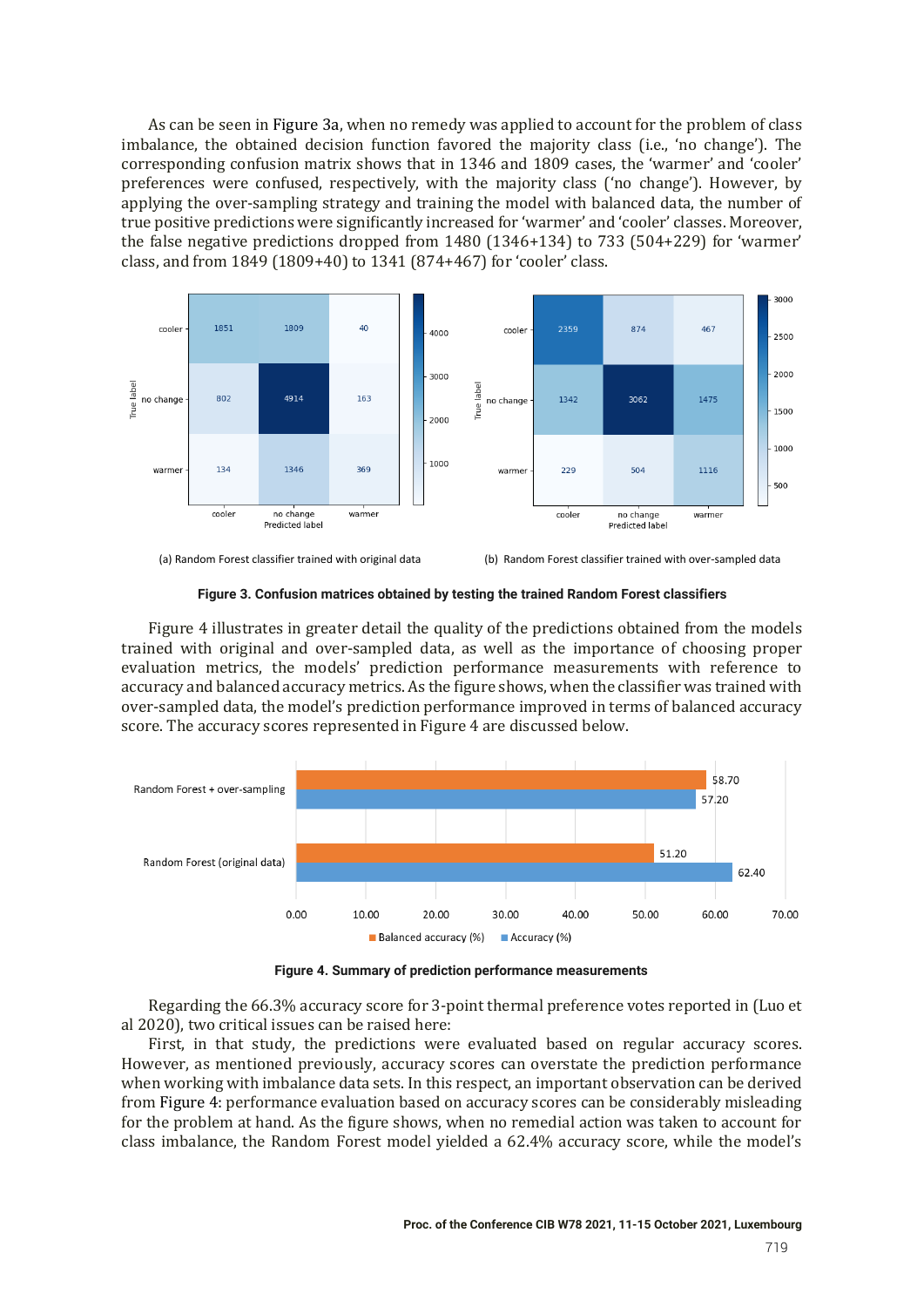As can be seen in Figure 3a, when no remedy was applied to account for the problem of class imbalance, the obtained decision function favored the majority class (i.e., 'no change'). The corresponding confusion matrix shows that in 1346 and 1809 cases, the 'warmer' and 'cooler' preferences were confused, respectively, with the majority class ('no change'). However, by applying the over-sampling strategy and training the model with balanced data, the number of true positive predictions were significantly increased for 'warmer' and 'cooler' classes. Moreover, the false negative predictions dropped from 1480 (1346+134) to 733 (504+229) for 'warmer' class, and from 1849 (1809+40) to 1341 (874+467) for 'cooler' class.

(a) Random Forest classifier trained with original data

| True label \ Predicted label | cooler | no change | warmer |
|---|---|---|---|
| cooler | 1851 | 1809 | 40 |
| no change | 802 | 4914 | 163 |
| warmer | 134 | 1346 | 369 |

(b) Random Forest classifier trained with over-sampled data

| True label \ Predicted label | cooler | no change | warmer |
|---|---|---|---|
| cooler | 2359 | 874 | 467 |
| no change | 1342 | 3062 | 1475 |
| warmer | 229 | 504 | 1116 |

**Figure 3. Confusion matrices obtained by testing the trained Random Forest classifiers**

Figure 4 illustrates in greater detail the quality of the predictions obtained from the models trained with original and over-sampled data, as well as the importance of choosing proper evaluation metrics, the models' prediction performance measurements with reference to accuracy and balanced accuracy metrics. As the figure shows, when the classifier was trained with over-sampled data, the model's prediction performance improved in terms of balanced accuracy score. The accuracy scores represented in Figure 4 are discussed below.

| | Balanced accuracy (%) | Accuracy (%) |
|---|---|---|
| Random Forest + over-sampling | 58.70 | 57.20 |
| Random Forest (original data) | 51.20 | 62.40 |

**Figure 4. Summary of prediction performance measurements**

Regarding the 66.3% accuracy score for 3-point thermal preference votes reported in (Luo et al 2020), two critical issues can be raised here:

First, in that study, the predictions were evaluated based on regular accuracy scores. However, as mentioned previously, accuracy scores can overstate the prediction performance when working with imbalance data sets. In this respect, an important observation can be derived from Figure 4: performance evaluation based on accuracy scores can be considerably misleading for the problem at hand. As the figure shows, when no remedial action was taken to account for class imbalance, the Random Forest model yielded a 62.4% accuracy score, while the model's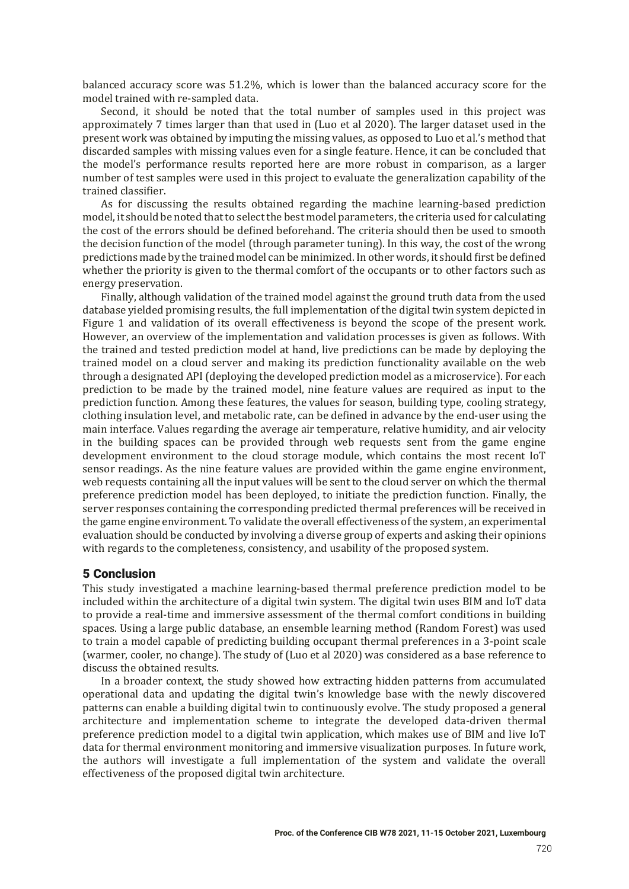balanced accuracy score was 51.2%, which is lower than the balanced accuracy score for the model trained with re-sampled data.

Second, it should be noted that the total number of samples used in this project was approximately 7 times larger than that used in (Luo et al 2020). The larger dataset used in the present work was obtained by imputing the missing values, as opposed to Luo et al.'s method that discarded samples with missing values even for a single feature. Hence, it can be concluded that the model's performance results reported here are more robust in comparison, as a larger number of test samples were used in this project to evaluate the generalization capability of the trained classifier.

As for discussing the results obtained regarding the machine learning-based prediction model, it should be noted that to select the best model parameters, the criteria used for calculating the cost of the errors should be defined beforehand. The criteria should then be used to smooth the decision function of the model (through parameter tuning). In this way, the cost of the wrong predictions made by the trained model can be minimized. In other words, it should first be defined whether the priority is given to the thermal comfort of the occupants or to other factors such as energy preservation.

Finally, although validation of the trained model against the ground truth data from the used database yielded promising results, the full implementation of the digital twin system depicted in Figure 1 and validation of its overall effectiveness is beyond the scope of the present work. However, an overview of the implementation and validation processes is given as follows. With the trained and tested prediction model at hand, live predictions can be made by deploying the trained model on a cloud server and making its prediction functionality available on the web through a designated API (deploying the developed prediction model as a microservice). For each prediction to be made by the trained model, nine feature values are required as input to the prediction function. Among these features, the values for season, building type, cooling strategy, clothing insulation level, and metabolic rate, can be defined in advance by the end-user using the main interface. Values regarding the average air temperature, relative humidity, and air velocity in the building spaces can be provided through web requests sent from the game engine development environment to the cloud storage module, which contains the most recent IoT sensor readings. As the nine feature values are provided within the game engine environment, web requests containing all the input values will be sent to the cloud server on which the thermal preference prediction model has been deployed, to initiate the prediction function. Finally, the server responses containing the corresponding predicted thermal preferences will be received in the game engine environment. To validate the overall effectiveness of the system, an experimental evaluation should be conducted by involving a diverse group of experts and asking their opinions with regards to the completeness, consistency, and usability of the proposed system.

## 5 Conclusion

This study investigated a machine learning-based thermal preference prediction model to be included within the architecture of a digital twin system. The digital twin uses BIM and IoT data to provide a real-time and immersive assessment of the thermal comfort conditions in building spaces. Using a large public database, an ensemble learning method (Random Forest) was used to train a model capable of predicting building occupant thermal preferences in a 3-point scale (warmer, cooler, no change). The study of (Luo et al 2020) was considered as a base reference to discuss the obtained results.

In a broader context, the study showed how extracting hidden patterns from accumulated operational data and updating the digital twin's knowledge base with the newly discovered patterns can enable a building digital twin to continuously evolve. The study proposed a general architecture and implementation scheme to integrate the developed data-driven thermal preference prediction model to a digital twin application, which makes use of BIM and live IoT data for thermal environment monitoring and immersive visualization purposes. In future work, the authors will investigate a full implementation of the system and validate the overall effectiveness of the proposed digital twin architecture.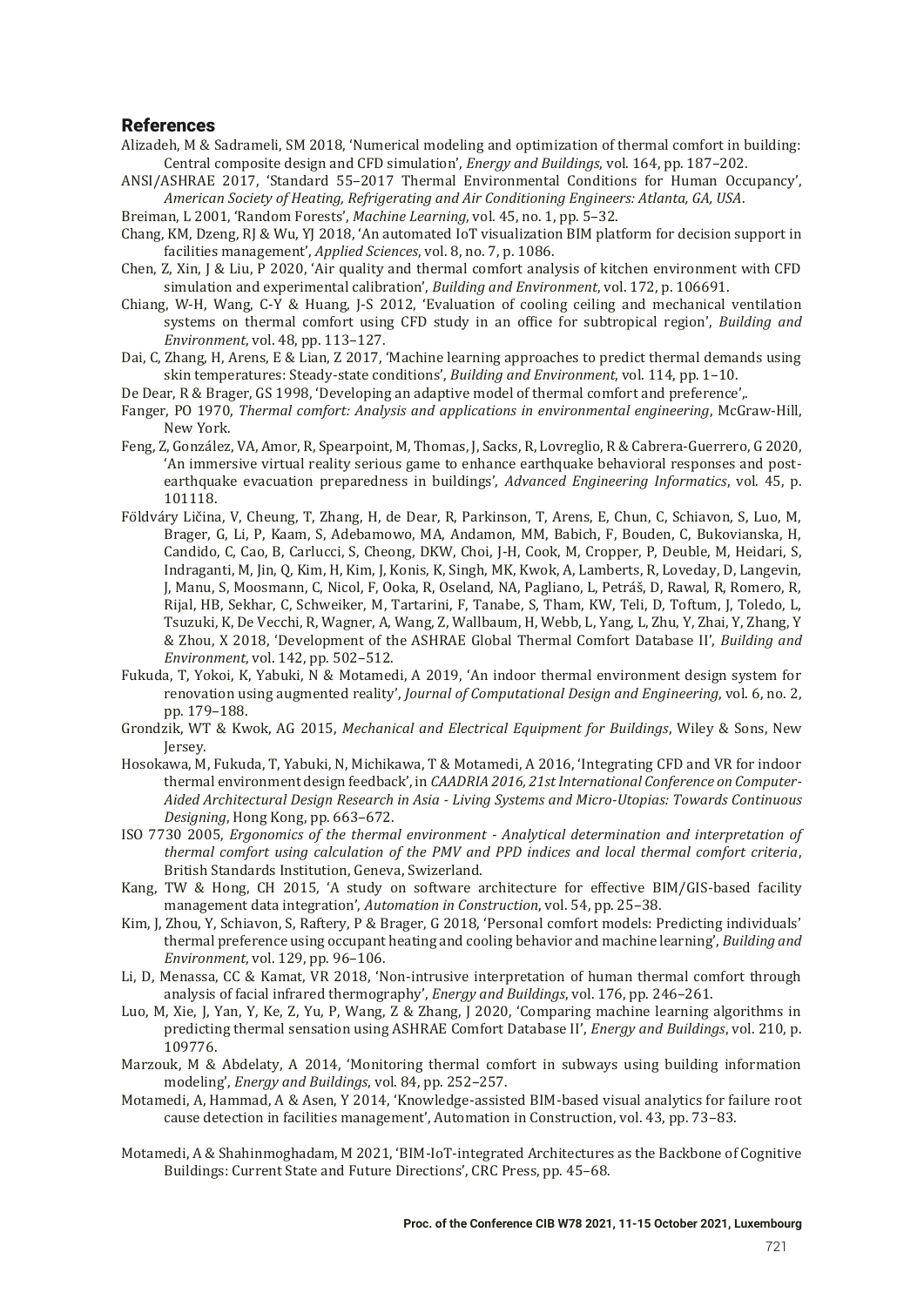## References

Alizadeh, M & Sadrameli, SM 2018, 'Numerical modeling and optimization of thermal comfort in building: Central composite design and CFD simulation', *Energy and Buildings*, vol. 164, pp. 187–202.

ANSI/ASHRAE 2017, 'Standard 55–2017 Thermal Environmental Conditions for Human Occupancy', *American Society of Heating, Refrigerating and Air Conditioning Engineers: Atlanta, GA, USA*.

Breiman, L 2001, 'Random Forests', *Machine Learning*, vol. 45, no. 1, pp. 5–32.

Chang, KM, Dzeng, RJ & Wu, YJ 2018, 'An automated IoT visualization BIM platform for decision support in facilities management', *Applied Sciences*, vol. 8, no. 7, p. 1086.

Chen, Z, Xin, J & Liu, P 2020, 'Air quality and thermal comfort analysis of kitchen environment with CFD simulation and experimental calibration', *Building and Environment*, vol. 172, p. 106691.

Chiang, W-H, Wang, C-Y & Huang, J-S 2012, 'Evaluation of cooling ceiling and mechanical ventilation systems on thermal comfort using CFD study in an office for subtropical region', *Building and Environment*, vol. 48, pp. 113–127.

Dai, C, Zhang, H, Arens, E & Lian, Z 2017, 'Machine learning approaches to predict thermal demands using skin temperatures: Steady-state conditions', *Building and Environment*, vol. 114, pp. 1–10.

De Dear, R & Brager, GS 1998, 'Developing an adaptive model of thermal comfort and preference',.

Fanger, PO 1970, *Thermal comfort: Analysis and applications in environmental engineering*, McGraw-Hill, New York.

Feng, Z, González, VA, Amor, R, Spearpoint, M, Thomas, J, Sacks, R, Lovreglio, R & Cabrera-Guerrero, G 2020, 'An immersive virtual reality serious game to enhance earthquake behavioral responses and post-earthquake evacuation preparedness in buildings', *Advanced Engineering Informatics*, vol. 45, p. 101118.

Földváry Ličina, V, Cheung, T, Zhang, H, de Dear, R, Parkinson, T, Arens, E, Chun, C, Schiavon, S, Luo, M, Brager, G, Li, P, Kaam, S, Adebamowo, MA, Andamon, MM, Babich, F, Bouden, C, Bukovianska, H, Candido, C, Cao, B, Carlucci, S, Cheong, DKW, Choi, J-H, Cook, M, Cropper, P, Deuble, M, Heidari, S, Indraganti, M, Jin, Q, Kim, H, Kim, J, Konis, K, Singh, MK, Kwok, A, Lamberts, R, Loveday, D, Langevin, J, Manu, S, Moosmann, C, Nicol, F, Ooka, R, Oseland, NA, Pagliano, L, Petráš, D, Rawal, R, Romero, R, Rijal, HB, Sekhar, C, Schweiker, M, Tartarini, F, Tanabe, S, Tham, KW, Teli, D, Toftum, J, Toledo, L, Tsuzuki, K, De Vecchi, R, Wagner, A, Wang, Z, Wallbaum, H, Webb, L, Yang, L, Zhu, Y, Zhai, Y, Zhang, Y & Zhou, X 2018, 'Development of the ASHRAE Global Thermal Comfort Database II', *Building and Environment*, vol. 142, pp. 502–512.

Fukuda, T, Yokoi, K, Yabuki, N & Motamedi, A 2019, 'An indoor thermal environment design system for renovation using augmented reality', *Journal of Computational Design and Engineering*, vol. 6, no. 2, pp. 179–188.

Grondzik, WT & Kwok, AG 2015, *Mechanical and Electrical Equipment for Buildings*, Wiley & Sons, New Jersey.

Hosokawa, M, Fukuda, T, Yabuki, N, Michikawa, T & Motamedi, A 2016, 'Integrating CFD and VR for indoor thermal environment design feedback', in *CAADRIA 2016, 21st International Conference on Computer-Aided Architectural Design Research in Asia - Living Systems and Micro-Utopias: Towards Continuous Designing*, Hong Kong, pp. 663–672.

ISO 7730 2005, *Ergonomics of the thermal environment - Analytical determination and interpretation of thermal comfort using calculation of the PMV and PPD indices and local thermal comfort criteria*, British Standards Institution, Geneva, Switzerland.

Kang, TW & Hong, CH 2015, 'A study on software architecture for effective BIM/GIS-based facility management data integration', *Automation in Construction*, vol. 54, pp. 25–38.

Kim, J, Zhou, Y, Schiavon, S, Raftery, P & Brager, G 2018, 'Personal comfort models: Predicting individuals' thermal preference using occupant heating and cooling behavior and machine learning', *Building and Environment*, vol. 129, pp. 96–106.

Li, D, Menassa, CC & Kamat, VR 2018, 'Non-intrusive interpretation of human thermal comfort through analysis of facial infrared thermography', *Energy and Buildings*, vol. 176, pp. 246–261.

Luo, M, Xie, J, Yan, Y, Ke, Z, Yu, P, Wang, Z & Zhang, J 2020, 'Comparing machine learning algorithms in predicting thermal sensation using ASHRAE Comfort Database II', *Energy and Buildings*, vol. 210, p. 109776.

Marzouk, M & Abdelaty, A 2014, 'Monitoring thermal comfort in subways using building information modeling', *Energy and Buildings*, vol. 84, pp. 252–257.

Motamedi, A, Hammad, A & Asen, Y 2014, 'Knowledge-assisted BIM-based visual analytics for failure root cause detection in facilities management', Automation in Construction, vol. 43, pp. 73–83.

Motamedi, A & Shahinmoghadam, M 2021, 'BIM-IoT-integrated Architectures as the Backbone of Cognitive Buildings: Current State and Future Directions', CRC Press, pp. 45–68.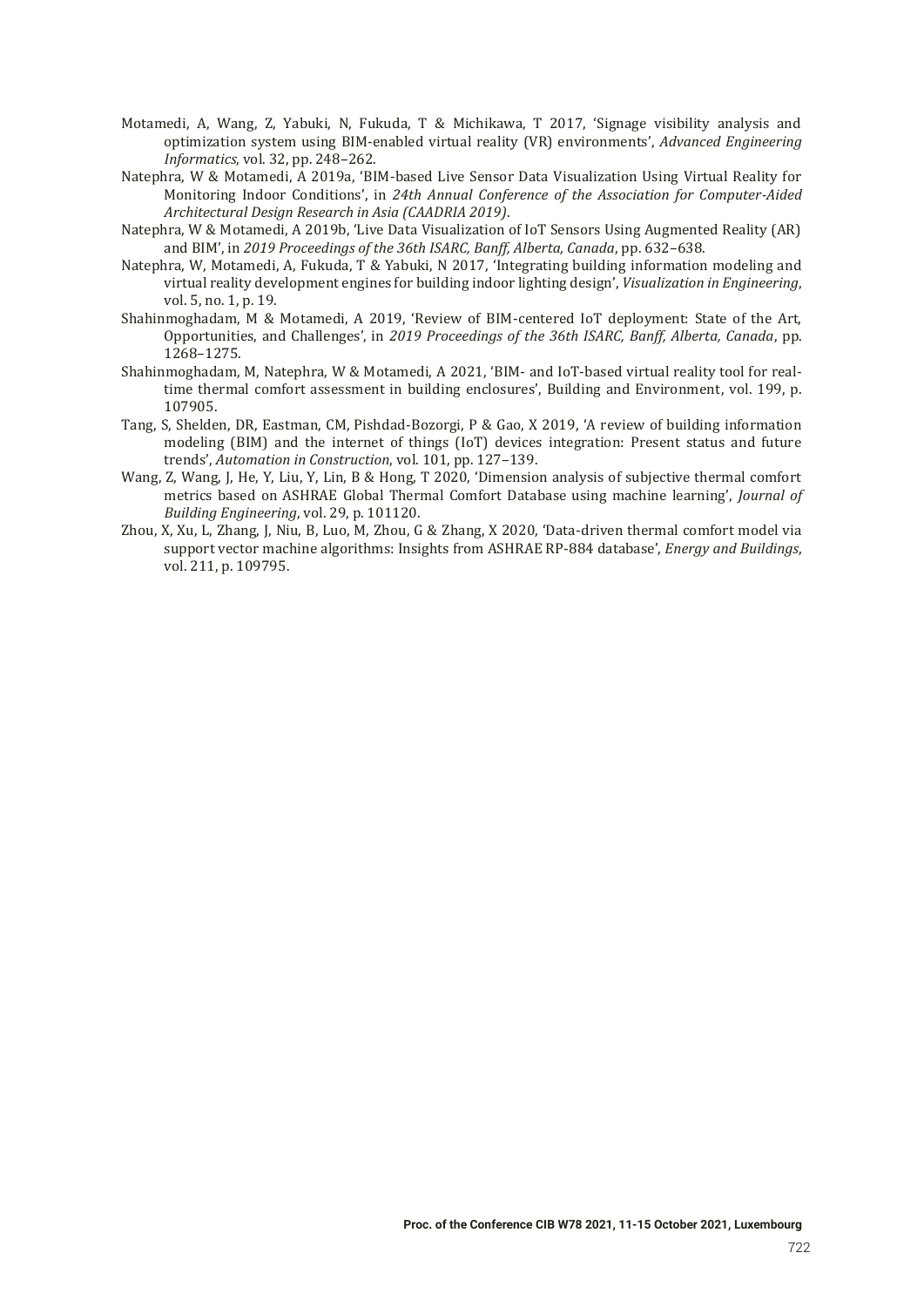Motamedi, A, Wang, Z, Yabuki, N, Fukuda, T & Michikawa, T 2017, 'Signage visibility analysis and optimization system using BIM-enabled virtual reality (VR) environments', *Advanced Engineering Informatics*, vol. 32, pp. 248–262.

Natephra, W & Motamedi, A 2019a, 'BIM-based Live Sensor Data Visualization Using Virtual Reality for Monitoring Indoor Conditions', in *24th Annual Conference of the Association for Computer-Aided Architectural Design Research in Asia (CAADRIA 2019)*.

Natephra, W & Motamedi, A 2019b, 'Live Data Visualization of IoT Sensors Using Augmented Reality (AR) and BIM', in *2019 Proceedings of the 36th ISARC, Banff, Alberta, Canada*, pp. 632–638.

Natephra, W, Motamedi, A, Fukuda, T & Yabuki, N 2017, 'Integrating building information modeling and virtual reality development engines for building indoor lighting design', *Visualization in Engineering*, vol. 5, no. 1, p. 19.

Shahinmoghadam, M & Motamedi, A 2019, 'Review of BIM-centered IoT deployment: State of the Art, Opportunities, and Challenges', in *2019 Proceedings of the 36th ISARC, Banff, Alberta, Canada*, pp. 1268–1275.

Shahinmoghadam, M, Natephra, W & Motamedi, A 2021, 'BIM- and IoT-based virtual reality tool for real-time thermal comfort assessment in building enclosures', Building and Environment, vol. 199, p. 107905.

Tang, S, Shelden, DR, Eastman, CM, Pishdad-Bozorgi, P & Gao, X 2019, 'A review of building information modeling (BIM) and the internet of things (IoT) devices integration: Present status and future trends', *Automation in Construction*, vol. 101, pp. 127–139.

Wang, Z, Wang, J, He, Y, Liu, Y, Lin, B & Hong, T 2020, 'Dimension analysis of subjective thermal comfort metrics based on ASHRAE Global Thermal Comfort Database using machine learning', *Journal of Building Engineering*, vol. 29, p. 101120.

Zhou, X, Xu, L, Zhang, J, Niu, B, Luo, M, Zhou, G & Zhang, X 2020, 'Data-driven thermal comfort model via support vector machine algorithms: Insights from ASHRAE RP-884 database', *Energy and Buildings*, vol. 211, p. 109795.